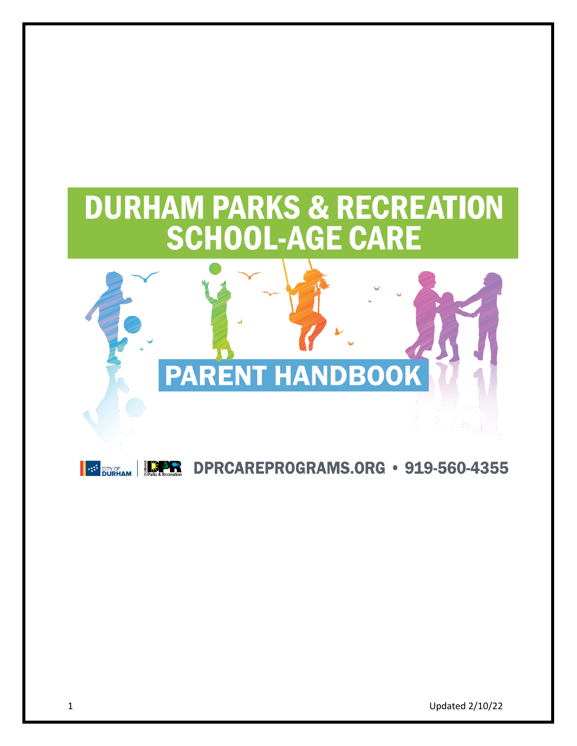# DURHAM PARKS & RECREATION SCHOOL-AGE CARE

## PARENT HANDBOOK

CITY OF DURHAM | DURHAM Parks & Recreation

DPRCAREPROGRAMS.ORG • 919-560-4355

Updated 2/10/22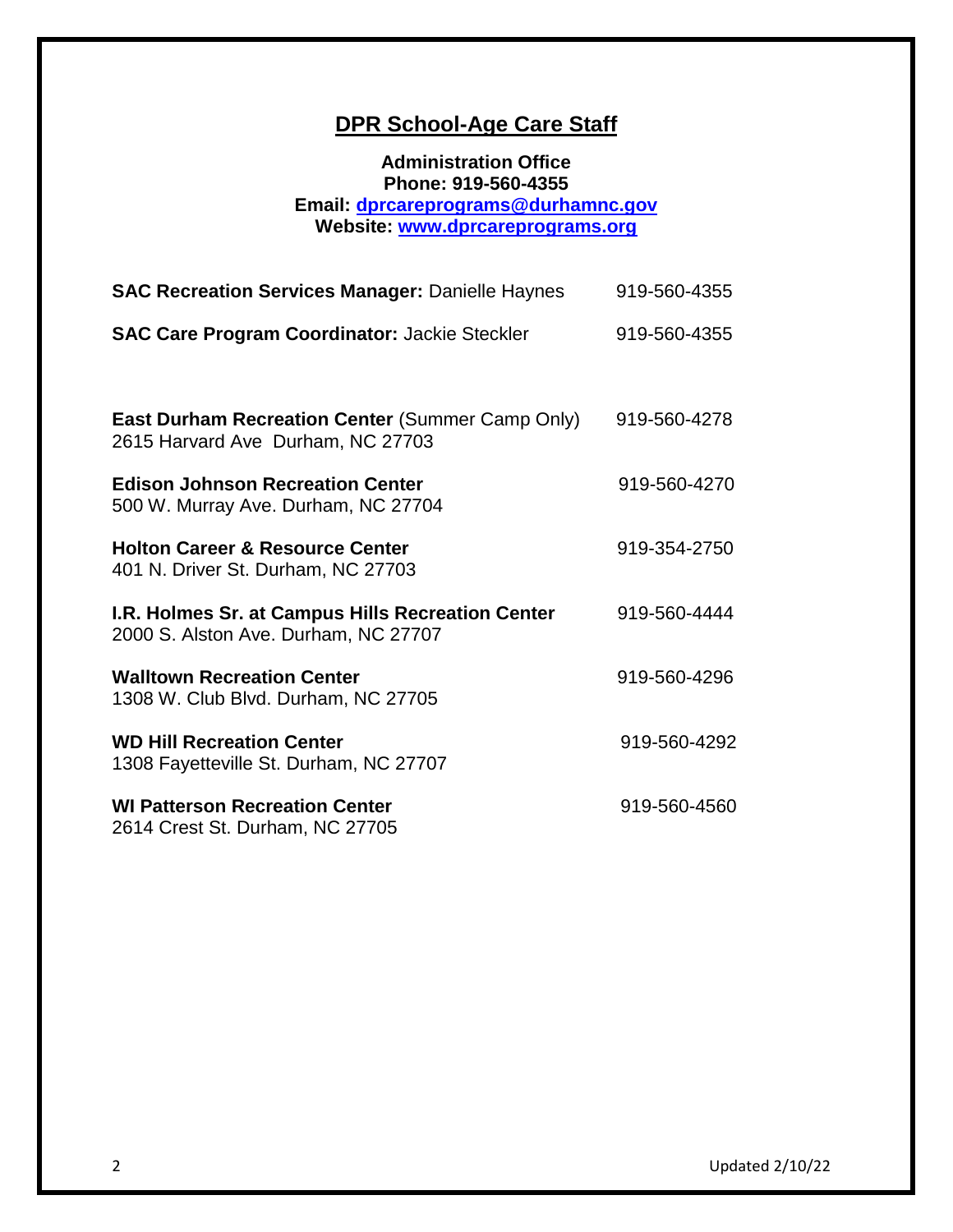## DPR School-Age Care Staff

**Administration Office**
**Phone: 919-560-4355**
**Email: dprcareprograms@durhamnc.gov**
**Website: www.dprcareprograms.org**

**SAC Recreation Services Manager:** Danielle Haynes 919-560-4355

**SAC Care Program Coordinator:** Jackie Steckler 919-560-4355

**East Durham Recreation Center** (Summer Camp Only) 919-560-4278
2615 Harvard Ave Durham, NC 27703

**Edison Johnson Recreation Center** 919-560-4270
500 W. Murray Ave. Durham, NC 27704

**Holton Career & Resource Center** 919-354-2750
401 N. Driver St. Durham, NC 27703

**I.R. Holmes Sr. at Campus Hills Recreation Center** 919-560-4444
2000 S. Alston Ave. Durham, NC 27707

**Walltown Recreation Center** 919-560-4296
1308 W. Club Blvd. Durham, NC 27705

**WD Hill Recreation Center** 919-560-4292
1308 Fayetteville St. Durham, NC 27707

**WI Patterson Recreation Center** 919-560-4560
2614 Crest St. Durham, NC 27705

Updated 2/10/22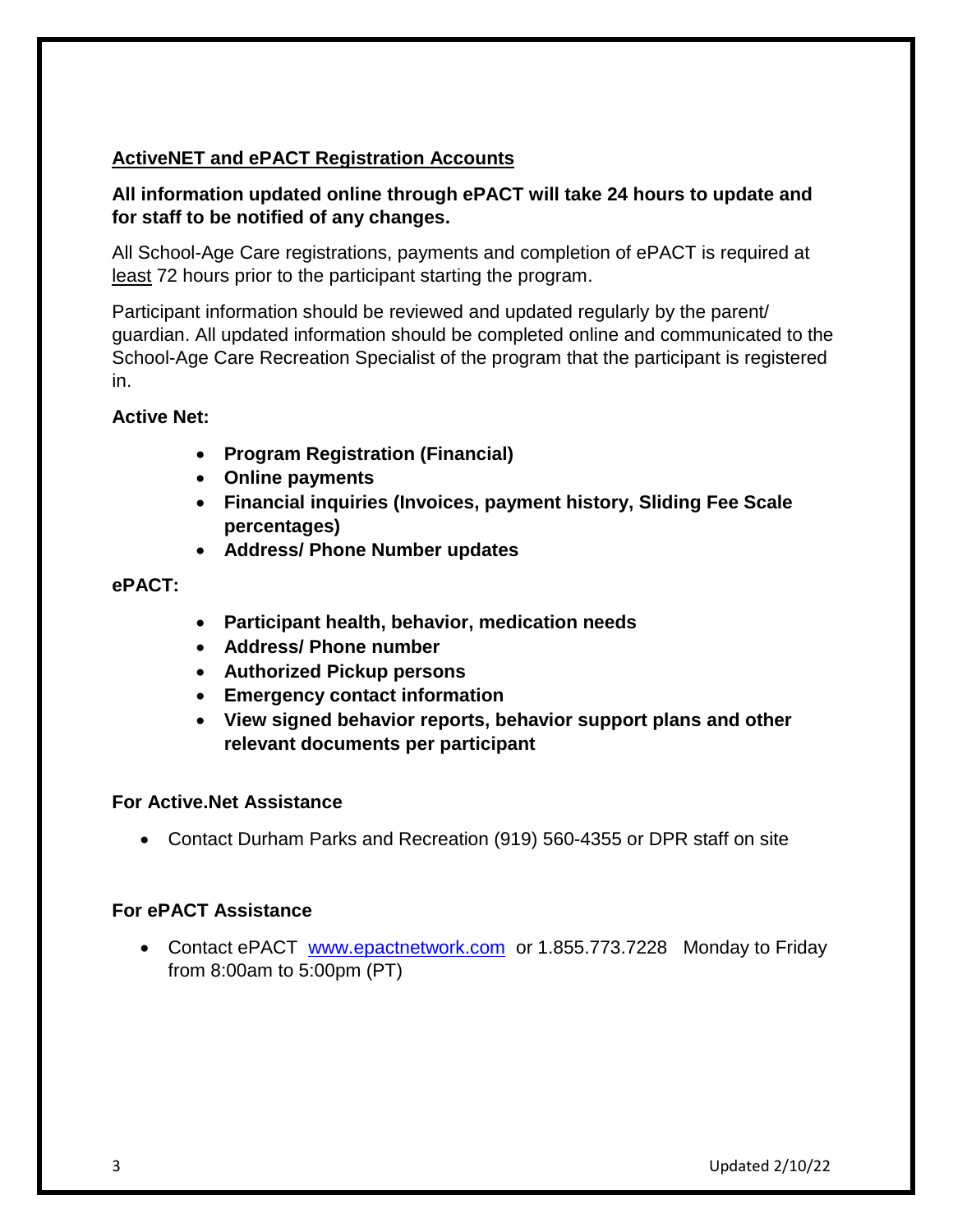## ActiveNET and ePACT Registration Accounts

**All information updated online through ePACT will take 24 hours to update and for staff to be notified of any changes.**

All School-Age Care registrations, payments and completion of ePACT is required at least 72 hours prior to the participant starting the program.

Participant information should be reviewed and updated regularly by the parent/ guardian. All updated information should be completed online and communicated to the School-Age Care Recreation Specialist of the program that the participant is registered in.

**Active Net:**

- **Program Registration (Financial)**
- **Online payments**
- **Financial inquiries (Invoices, payment history, Sliding Fee Scale percentages)**
- **Address/ Phone Number updates**

**ePACT:**

- **Participant health, behavior, medication needs**
- **Address/ Phone number**
- **Authorized Pickup persons**
- **Emergency contact information**
- **View signed behavior reports, behavior support plans and other relevant documents per participant**

**For Active.Net Assistance**

- Contact Durham Parks and Recreation (919) 560-4355 or DPR staff on site

**For ePACT Assistance**

- Contact ePACT www.epactnetwork.com or 1.855.773.7228 Monday to Friday from 8:00am to 5:00pm (PT)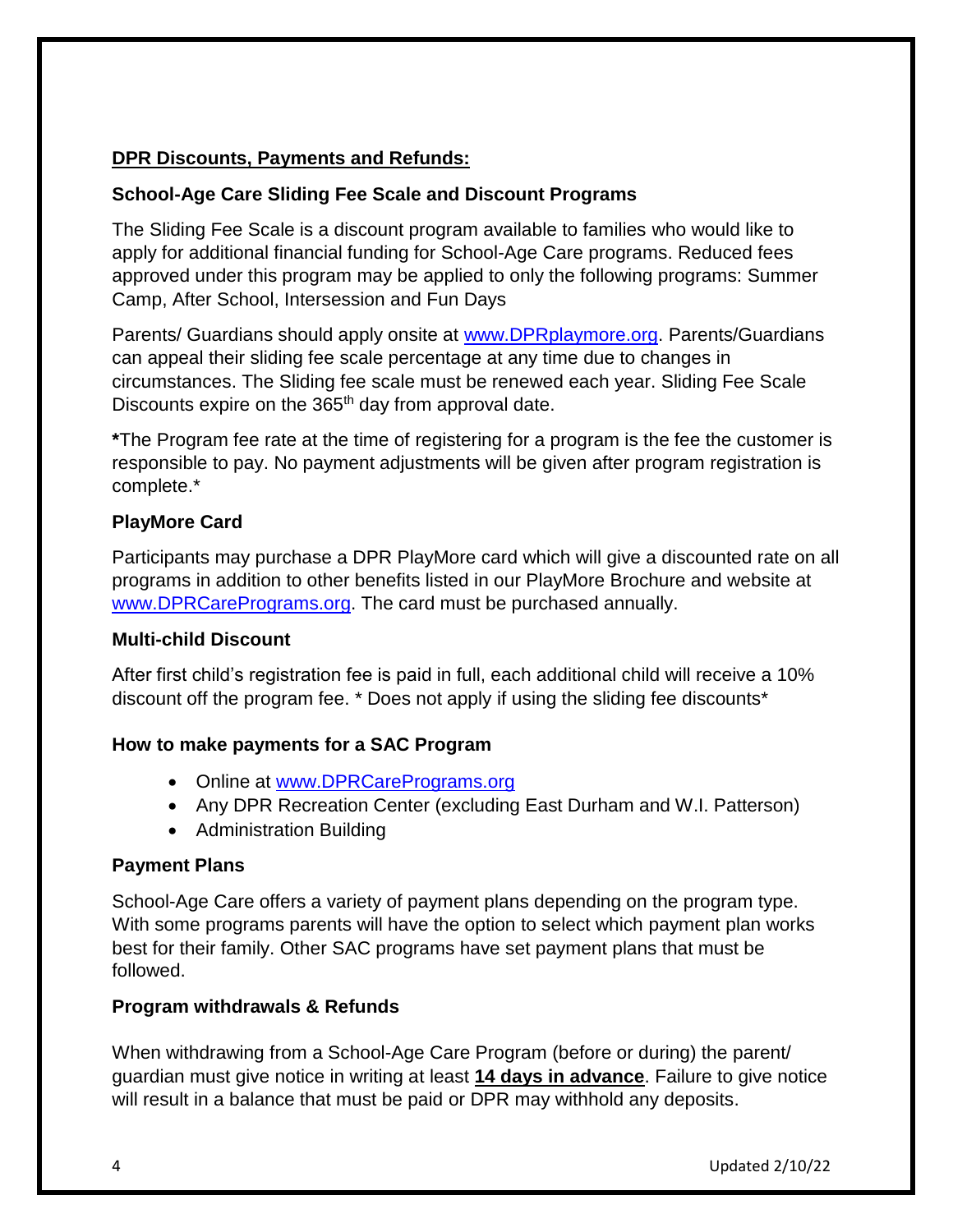## DPR Discounts, Payments and Refunds:

### School-Age Care Sliding Fee Scale and Discount Programs

The Sliding Fee Scale is a discount program available to families who would like to apply for additional financial funding for School-Age Care programs. Reduced fees approved under this program may be applied to only the following programs: Summer Camp, After School, Intersession and Fun Days

Parents/ Guardians should apply onsite at www.DPRplaymore.org. Parents/Guardians can appeal their sliding fee scale percentage at any time due to changes in circumstances. The Sliding fee scale must be renewed each year. Sliding Fee Scale Discounts expire on the 365th day from approval date.

**\***The Program fee rate at the time of registering for a program is the fee the customer is responsible to pay. No payment adjustments will be given after program registration is complete.*

### PlayMore Card

Participants may purchase a DPR PlayMore card which will give a discounted rate on all programs in addition to other benefits listed in our PlayMore Brochure and website at www.DPRCarePrograms.org. The card must be purchased annually.

### Multi-child Discount

After first child's registration fee is paid in full, each additional child will receive a 10% discount off the program fee. * Does not apply if using the sliding fee discounts*

### How to make payments for a SAC Program

- Online at www.DPRCarePrograms.org
- Any DPR Recreation Center (excluding East Durham and W.I. Patterson)
- Administration Building

### Payment Plans

School-Age Care offers a variety of payment plans depending on the program type. With some programs parents will have the option to select which payment plan works best for their family. Other SAC programs have set payment plans that must be followed.

### Program withdrawals & Refunds

When withdrawing from a School-Age Care Program (before or during) the parent/ guardian must give notice in writing at least **14 days in advance**. Failure to give notice will result in a balance that must be paid or DPR may withhold any deposits.

Updated 2/10/22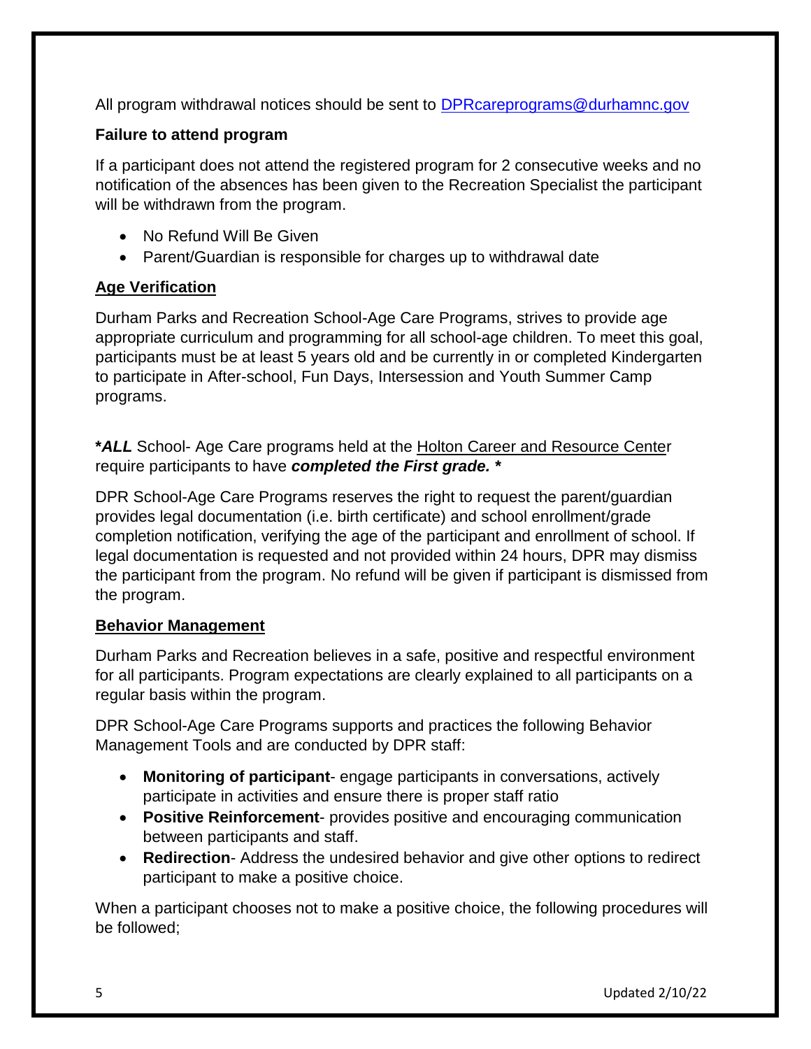All program withdrawal notices should be sent to [DPRcareprograms@durhamnc.gov](mailto:DPRcareprograms@durhamnc.gov)

**Failure to attend program**

If a participant does not attend the registered program for 2 consecutive weeks and no notification of the absences has been given to the Recreation Specialist the participant will be withdrawn from the program.

- No Refund Will Be Given
- Parent/Guardian is responsible for charges up to withdrawal date

**Age Verification**

Durham Parks and Recreation School-Age Care Programs, strives to provide age appropriate curriculum and programming for all school-age children. To meet this goal, participants must be at least 5 years old and be currently in or completed Kindergarten to participate in After-school, Fun Days, Intersession and Youth Summer Camp programs.

***ALL*** School- Age Care programs held at the Holton Career and Resource Center require participants to have ***completed the First grade. ****

DPR School-Age Care Programs reserves the right to request the parent/guardian provides legal documentation (i.e. birth certificate) and school enrollment/grade completion notification, verifying the age of the participant and enrollment of school. If legal documentation is requested and not provided within 24 hours, DPR may dismiss the participant from the program. No refund will be given if participant is dismissed from the program.

**Behavior Management**

Durham Parks and Recreation believes in a safe, positive and respectful environment for all participants. Program expectations are clearly explained to all participants on a regular basis within the program.

DPR School-Age Care Programs supports and practices the following Behavior Management Tools and are conducted by DPR staff:

- **Monitoring of participant**- engage participants in conversations, actively participate in activities and ensure there is proper staff ratio
- **Positive Reinforcement**- provides positive and encouraging communication between participants and staff.
- **Redirection**- Address the undesired behavior and give other options to redirect participant to make a positive choice.

When a participant chooses not to make a positive choice, the following procedures will be followed;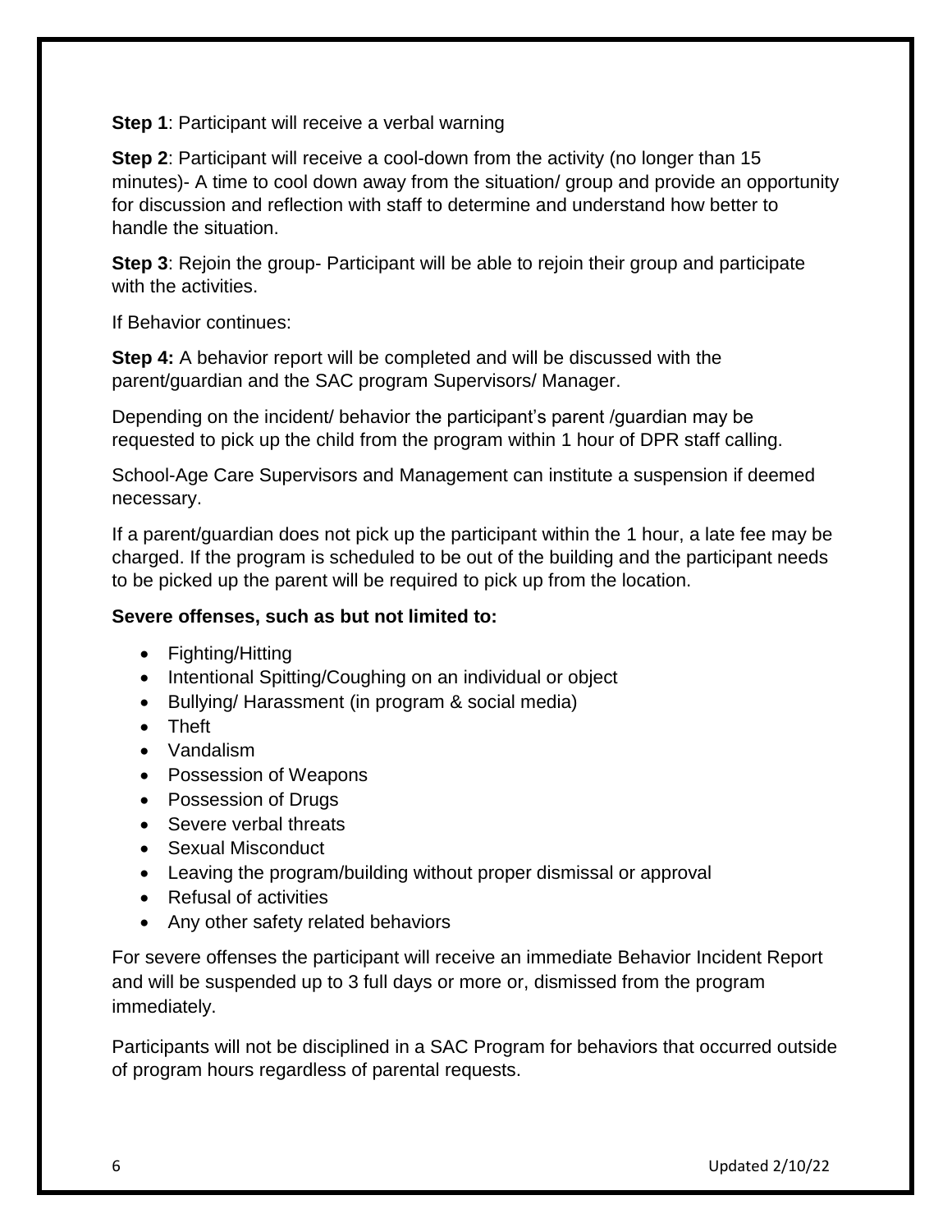**Step 1**: Participant will receive a verbal warning

**Step 2**: Participant will receive a cool-down from the activity (no longer than 15 minutes)- A time to cool down away from the situation/ group and provide an opportunity for discussion and reflection with staff to determine and understand how better to handle the situation.

**Step 3**: Rejoin the group- Participant will be able to rejoin their group and participate with the activities.

If Behavior continues:

**Step 4:** A behavior report will be completed and will be discussed with the parent/guardian and the SAC program Supervisors/ Manager.

Depending on the incident/ behavior the participant's parent /guardian may be requested to pick up the child from the program within 1 hour of DPR staff calling.

School-Age Care Supervisors and Management can institute a suspension if deemed necessary.

If a parent/guardian does not pick up the participant within the 1 hour, a late fee may be charged. If the program is scheduled to be out of the building and the participant needs to be picked up the parent will be required to pick up from the location.

**Severe offenses, such as but not limited to:**

- Fighting/Hitting
- Intentional Spitting/Coughing on an individual or object
- Bullying/ Harassment (in program & social media)
- Theft
- Vandalism
- Possession of Weapons
- Possession of Drugs
- Severe verbal threats
- Sexual Misconduct
- Leaving the program/building without proper dismissal or approval
- Refusal of activities
- Any other safety related behaviors

For severe offenses the participant will receive an immediate Behavior Incident Report and will be suspended up to 3 full days or more or, dismissed from the program immediately.

Participants will not be disciplined in a SAC Program for behaviors that occurred outside of program hours regardless of parental requests.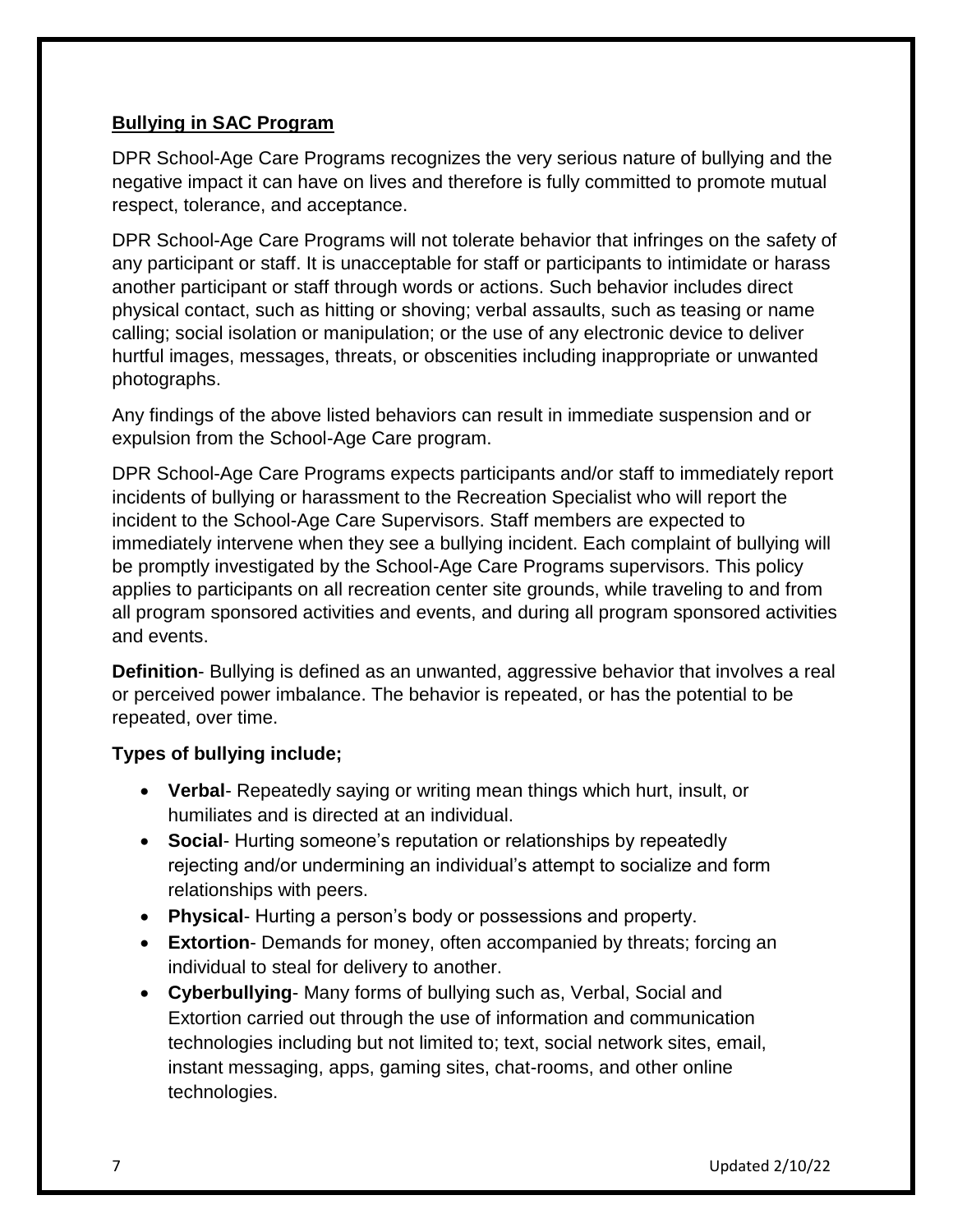## Bullying in SAC Program

DPR School-Age Care Programs recognizes the very serious nature of bullying and the negative impact it can have on lives and therefore is fully committed to promote mutual respect, tolerance, and acceptance.

DPR School-Age Care Programs will not tolerate behavior that infringes on the safety of any participant or staff. It is unacceptable for staff or participants to intimidate or harass another participant or staff through words or actions. Such behavior includes direct physical contact, such as hitting or shoving; verbal assaults, such as teasing or name calling; social isolation or manipulation; or the use of any electronic device to deliver hurtful images, messages, threats, or obscenities including inappropriate or unwanted photographs.

Any findings of the above listed behaviors can result in immediate suspension and or expulsion from the School-Age Care program.

DPR School-Age Care Programs expects participants and/or staff to immediately report incidents of bullying or harassment to the Recreation Specialist who will report the incident to the School-Age Care Supervisors. Staff members are expected to immediately intervene when they see a bullying incident. Each complaint of bullying will be promptly investigated by the School-Age Care Programs supervisors. This policy applies to participants on all recreation center site grounds, while traveling to and from all program sponsored activities and events, and during all program sponsored activities and events.

**Definition**- Bullying is defined as an unwanted, aggressive behavior that involves a real or perceived power imbalance. The behavior is repeated, or has the potential to be repeated, over time.

**Types of bullying include;**

- **Verbal**- Repeatedly saying or writing mean things which hurt, insult, or humiliates and is directed at an individual.
- **Social**- Hurting someone's reputation or relationships by repeatedly rejecting and/or undermining an individual's attempt to socialize and form relationships with peers.
- **Physical**- Hurting a person's body or possessions and property.
- **Extortion**- Demands for money, often accompanied by threats; forcing an individual to steal for delivery to another.
- **Cyberbullying**- Many forms of bullying such as, Verbal, Social and Extortion carried out through the use of information and communication technologies including but not limited to; text, social network sites, email, instant messaging, apps, gaming sites, chat-rooms, and other online technologies.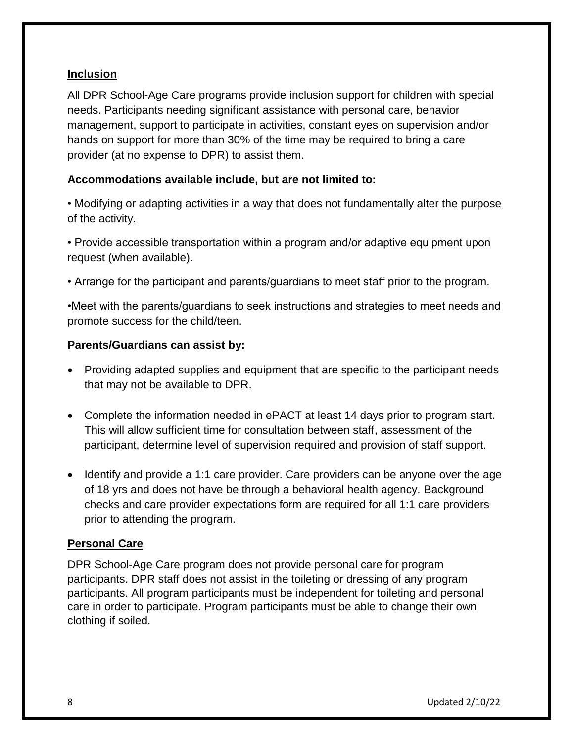## Inclusion

All DPR School-Age Care programs provide inclusion support for children with special needs. Participants needing significant assistance with personal care, behavior management, support to participate in activities, constant eyes on supervision and/or hands on support for more than 30% of the time may be required to bring a care provider (at no expense to DPR) to assist them.

**Accommodations available include, but are not limited to:**

• Modifying or adapting activities in a way that does not fundamentally alter the purpose of the activity.

• Provide accessible transportation within a program and/or adaptive equipment upon request (when available).

• Arrange for the participant and parents/guardians to meet staff prior to the program.

•Meet with the parents/guardians to seek instructions and strategies to meet needs and promote success for the child/teen.

**Parents/Guardians can assist by:**

- Providing adapted supplies and equipment that are specific to the participant needs that may not be available to DPR.
- Complete the information needed in ePACT at least 14 days prior to program start. This will allow sufficient time for consultation between staff, assessment of the participant, determine level of supervision required and provision of staff support.
- Identify and provide a 1:1 care provider. Care providers can be anyone over the age of 18 yrs and does not have be through a behavioral health agency. Background checks and care provider expectations form are required for all 1:1 care providers prior to attending the program.

## Personal Care

DPR School-Age Care program does not provide personal care for program participants. DPR staff does not assist in the toileting or dressing of any program participants. All program participants must be independent for toileting and personal care in order to participate. Program participants must be able to change their own clothing if soiled.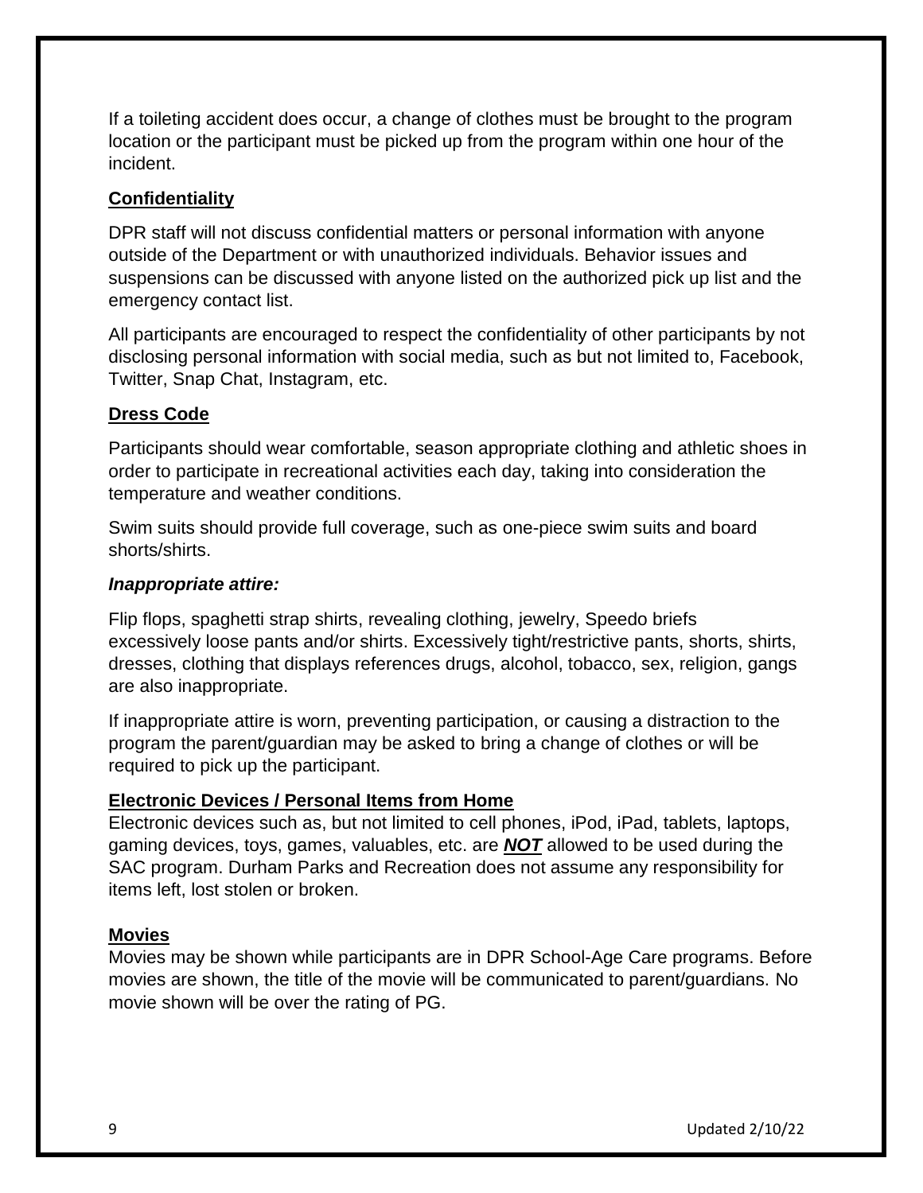If a toileting accident does occur, a change of clothes must be brought to the program location or the participant must be picked up from the program within one hour of the incident.

## Confidentiality

DPR staff will not discuss confidential matters or personal information with anyone outside of the Department or with unauthorized individuals. Behavior issues and suspensions can be discussed with anyone listed on the authorized pick up list and the emergency contact list.

All participants are encouraged to respect the confidentiality of other participants by not disclosing personal information with social media, such as but not limited to, Facebook, Twitter, Snap Chat, Instagram, etc.

## Dress Code

Participants should wear comfortable, season appropriate clothing and athletic shoes in order to participate in recreational activities each day, taking into consideration the temperature and weather conditions.

Swim suits should provide full coverage, such as one-piece swim suits and board shorts/shirts.

***Inappropriate attire:***

Flip flops, spaghetti strap shirts, revealing clothing, jewelry, Speedo briefs excessively loose pants and/or shirts. Excessively tight/restrictive pants, shorts, shirts, dresses, clothing that displays references drugs, alcohol, tobacco, sex, religion, gangs are also inappropriate.

If inappropriate attire is worn, preventing participation, or causing a distraction to the program the parent/guardian may be asked to bring a change of clothes or will be required to pick up the participant.

## Electronic Devices / Personal Items from Home

Electronic devices such as, but not limited to cell phones, iPod, iPad, tablets, laptops, gaming devices, toys, games, valuables, etc. are ***NOT*** allowed to be used during the SAC program. Durham Parks and Recreation does not assume any responsibility for items left, lost stolen or broken.

## Movies

Movies may be shown while participants are in DPR School-Age Care programs. Before movies are shown, the title of the movie will be communicated to parent/guardians. No movie shown will be over the rating of PG.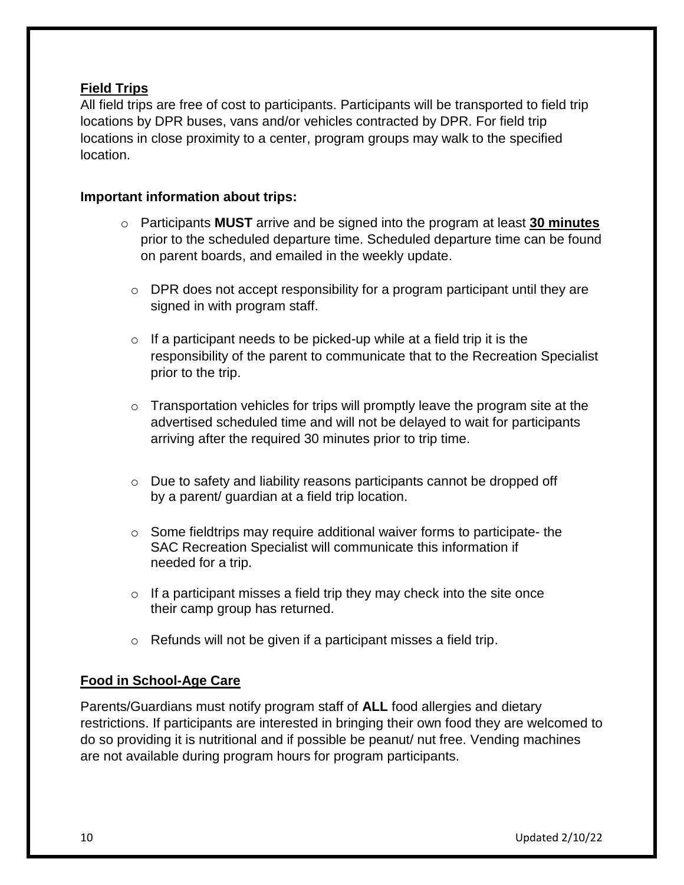## Field Trips

All field trips are free of cost to participants. Participants will be transported to field trip locations by DPR buses, vans and/or vehicles contracted by DPR. For field trip locations in close proximity to a center, program groups may walk to the specified location.

**Important information about trips:**

- Participants **MUST** arrive and be signed into the program at least **30 minutes** prior to the scheduled departure time. Scheduled departure time can be found on parent boards, and emailed in the weekly update.
- DPR does not accept responsibility for a program participant until they are signed in with program staff.
- If a participant needs to be picked-up while at a field trip it is the responsibility of the parent to communicate that to the Recreation Specialist prior to the trip.
- Transportation vehicles for trips will promptly leave the program site at the advertised scheduled time and will not be delayed to wait for participants arriving after the required 30 minutes prior to trip time.
- Due to safety and liability reasons participants cannot be dropped off by a parent/ guardian at a field trip location.
- Some fieldtrips may require additional waiver forms to participate- the SAC Recreation Specialist will communicate this information if needed for a trip.
- If a participant misses a field trip they may check into the site once their camp group has returned.
- Refunds will not be given if a participant misses a field trip.

## Food in School-Age Care

Parents/Guardians must notify program staff of **ALL** food allergies and dietary restrictions. If participants are interested in bringing their own food they are welcomed to do so providing it is nutritional and if possible be peanut/ nut free. Vending machines are not available during program hours for program participants.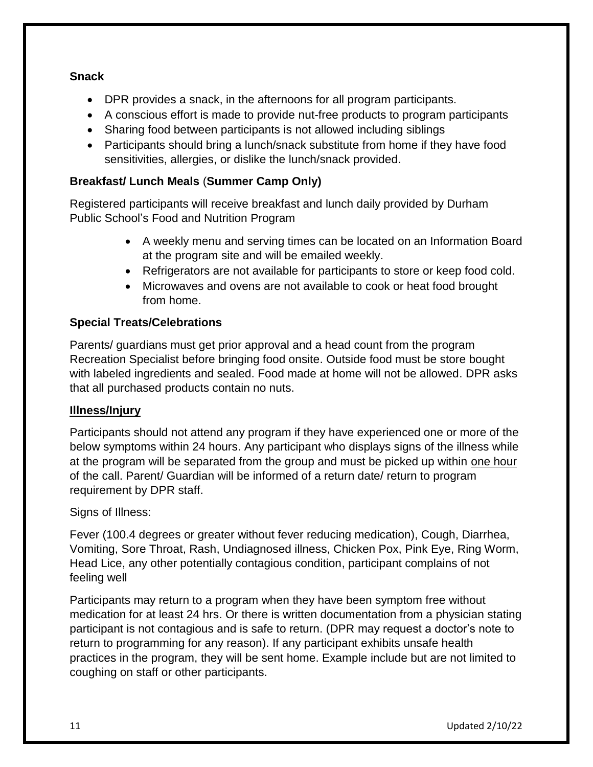**Snack**

- DPR provides a snack, in the afternoons for all program participants.
- A conscious effort is made to provide nut-free products to program participants
- Sharing food between participants is not allowed including siblings
- Participants should bring a lunch/snack substitute from home if they have food sensitivities, allergies, or dislike the lunch/snack provided.

**Breakfast/ Lunch Meals** (**Summer Camp Only)**

Registered participants will receive breakfast and lunch daily provided by Durham Public School's Food and Nutrition Program

- A weekly menu and serving times can be located on an Information Board at the program site and will be emailed weekly.
- Refrigerators are not available for participants to store or keep food cold.
- Microwaves and ovens are not available to cook or heat food brought from home.

**Special Treats/Celebrations**

Parents/ guardians must get prior approval and a head count from the program Recreation Specialist before bringing food onsite. Outside food must be store bought with labeled ingredients and sealed. Food made at home will not be allowed. DPR asks that all purchased products contain no nuts.

**Illness/Injury**

Participants should not attend any program if they have experienced one or more of the below symptoms within 24 hours. Any participant who displays signs of the illness while at the program will be separated from the group and must be picked up within one hour of the call. Parent/ Guardian will be informed of a return date/ return to program requirement by DPR staff.

Signs of Illness:

Fever (100.4 degrees or greater without fever reducing medication), Cough, Diarrhea, Vomiting, Sore Throat, Rash, Undiagnosed illness, Chicken Pox, Pink Eye, Ring Worm, Head Lice, any other potentially contagious condition, participant complains of not feeling well

Participants may return to a program when they have been symptom free without medication for at least 24 hrs. Or there is written documentation from a physician stating participant is not contagious and is safe to return. (DPR may request a doctor's note to return to programming for any reason). If any participant exhibits unsafe health practices in the program, they will be sent home. Example include but are not limited to coughing on staff or other participants.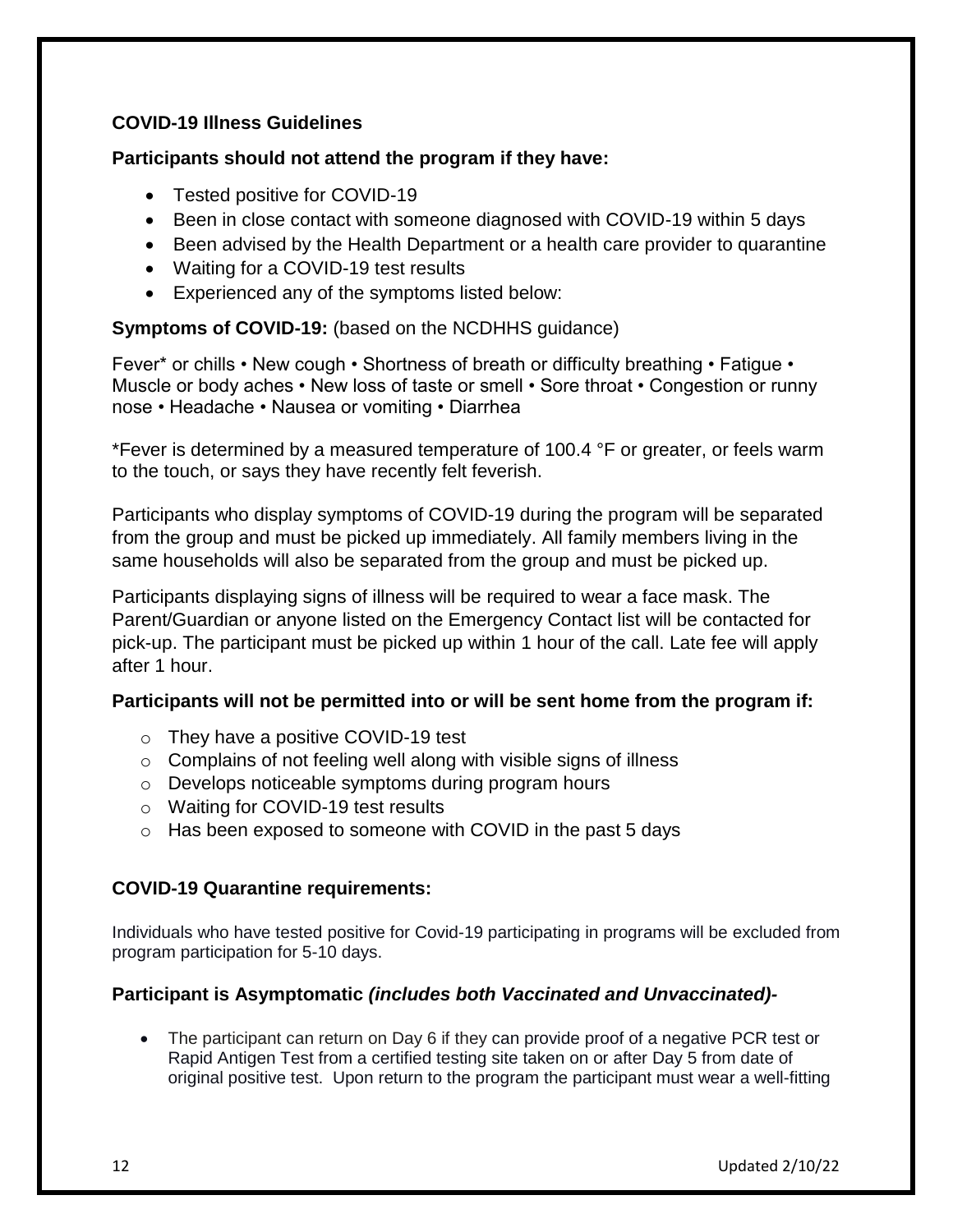### COVID-19 Illness Guidelines

**Participants should not attend the program if they have:**

- Tested positive for COVID-19
- Been in close contact with someone diagnosed with COVID-19 within 5 days
- Been advised by the Health Department or a health care provider to quarantine
- Waiting for a COVID-19 test results
- Experienced any of the symptoms listed below:

**Symptoms of COVID-19:** (based on the NCDHHS guidance)

Fever* or chills • New cough • Shortness of breath or difficulty breathing • Fatigue • Muscle or body aches • New loss of taste or smell • Sore throat • Congestion or runny nose • Headache • Nausea or vomiting • Diarrhea

*Fever is determined by a measured temperature of 100.4 °F or greater, or feels warm to the touch, or says they have recently felt feverish.

Participants who display symptoms of COVID-19 during the program will be separated from the group and must be picked up immediately. All family members living in the same households will also be separated from the group and must be picked up.

Participants displaying signs of illness will be required to wear a face mask. The Parent/Guardian or anyone listed on the Emergency Contact list will be contacted for pick-up. The participant must be picked up within 1 hour of the call. Late fee will apply after 1 hour.

**Participants will not be permitted into or will be sent home from the program if:**

- They have a positive COVID-19 test
- Complains of not feeling well along with visible signs of illness
- Develops noticeable symptoms during program hours
- Waiting for COVID-19 test results
- Has been exposed to someone with COVID in the past 5 days

### COVID-19 Quarantine requirements:

Individuals who have tested positive for Covid-19 participating in programs will be excluded from program participation for 5-10 days.

**Participant is Asymptomatic *(includes both Vaccinated and Unvaccinated)-***

- The participant can return on Day 6 if they can provide proof of a negative PCR test or Rapid Antigen Test from a certified testing site taken on or after Day 5 from date of original positive test. Upon return to the program the participant must wear a well-fitting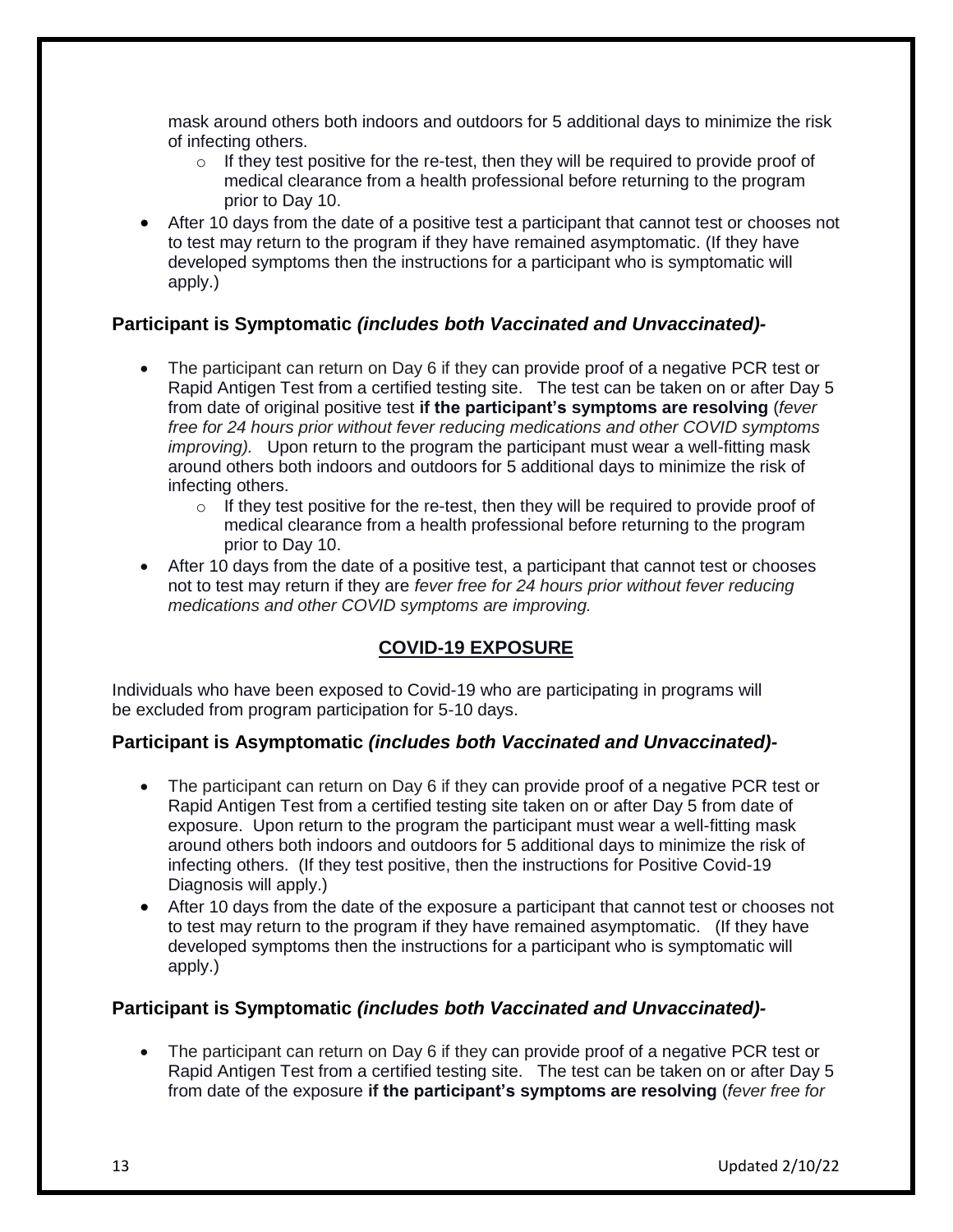mask around others both indoors and outdoors for 5 additional days to minimize the risk of infecting others.

  - If they test positive for the re-test, then they will be required to provide proof of medical clearance from a health professional before returning to the program prior to Day 10.

- After 10 days from the date of a positive test a participant that cannot test or chooses not to test may return to the program if they have remained asymptomatic. (If they have developed symptoms then the instructions for a participant who is symptomatic will apply.)

### Participant is Symptomatic *(includes both Vaccinated and Unvaccinated)-*

- The participant can return on Day 6 if they can provide proof of a negative PCR test or Rapid Antigen Test from a certified testing site. The test can be taken on or after Day 5 from date of original positive test **if the participant's symptoms are resolving** (*fever free for 24 hours prior without fever reducing medications and other COVID symptoms improving).* Upon return to the program the participant must wear a well-fitting mask around others both indoors and outdoors for 5 additional days to minimize the risk of infecting others.
  - If they test positive for the re-test, then they will be required to provide proof of medical clearance from a health professional before returning to the program prior to Day 10.
- After 10 days from the date of a positive test, a participant that cannot test or chooses not to test may return if they are *fever free for 24 hours prior without fever reducing medications and other COVID symptoms are improving.*

## COVID-19 EXPOSURE

Individuals who have been exposed to Covid-19 who are participating in programs will be excluded from program participation for 5-10 days.

### Participant is Asymptomatic *(includes both Vaccinated and Unvaccinated)-*

- The participant can return on Day 6 if they can provide proof of a negative PCR test or Rapid Antigen Test from a certified testing site taken on or after Day 5 from date of exposure. Upon return to the program the participant must wear a well-fitting mask around others both indoors and outdoors for 5 additional days to minimize the risk of infecting others. (If they test positive, then the instructions for Positive Covid-19 Diagnosis will apply.)
- After 10 days from the date of the exposure a participant that cannot test or chooses not to test may return to the program if they have remained asymptomatic. (If they have developed symptoms then the instructions for a participant who is symptomatic will apply.)

### Participant is Symptomatic *(includes both Vaccinated and Unvaccinated)-*

- The participant can return on Day 6 if they can provide proof of a negative PCR test or Rapid Antigen Test from a certified testing site. The test can be taken on or after Day 5 from date of the exposure **if the participant's symptoms are resolving** (*fever free for*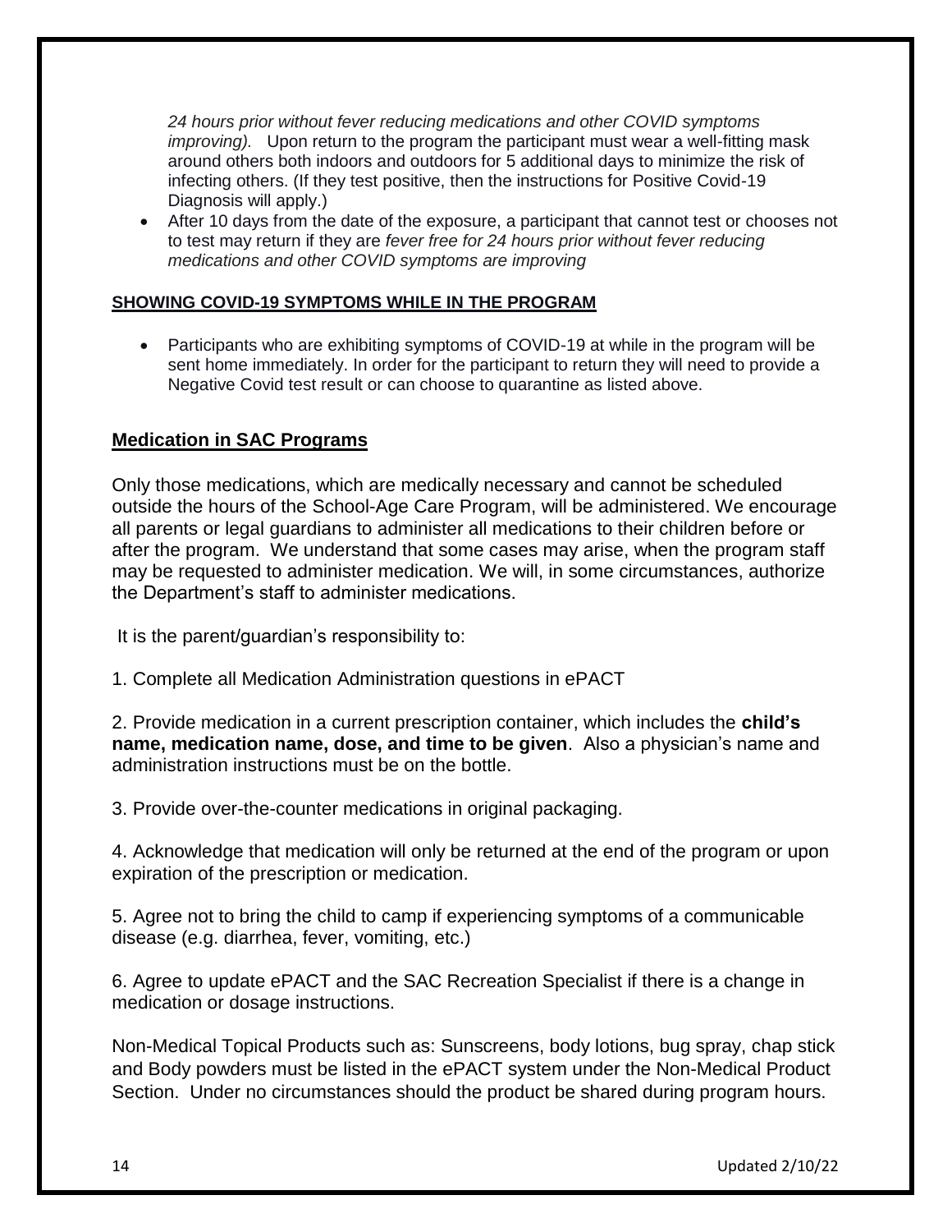*24 hours prior without fever reducing medications and other COVID symptoms improving).* Upon return to the program the participant must wear a well-fitting mask around others both indoors and outdoors for 5 additional days to minimize the risk of infecting others. (If they test positive, then the instructions for Positive Covid-19 Diagnosis will apply.)

- After 10 days from the date of the exposure, a participant that cannot test or chooses not to test may return if they are *fever free for 24 hours prior without fever reducing medications and other COVID symptoms are improving*

**SHOWING COVID-19 SYMPTOMS WHILE IN THE PROGRAM**

- Participants who are exhibiting symptoms of COVID-19 at while in the program will be sent home immediately. In order for the participant to return they will need to provide a Negative Covid test result or can choose to quarantine as listed above.

## Medication in SAC Programs

Only those medications, which are medically necessary and cannot be scheduled outside the hours of the School-Age Care Program, will be administered. We encourage all parents or legal guardians to administer all medications to their children before or after the program. We understand that some cases may arise, when the program staff may be requested to administer medication. We will, in some circumstances, authorize the Department's staff to administer medications.

It is the parent/guardian's responsibility to:

1. Complete all Medication Administration questions in ePACT

2. Provide medication in a current prescription container, which includes the **child's name, medication name, dose, and time to be given**. Also a physician's name and administration instructions must be on the bottle.

3. Provide over-the-counter medications in original packaging.

4. Acknowledge that medication will only be returned at the end of the program or upon expiration of the prescription or medication.

5. Agree not to bring the child to camp if experiencing symptoms of a communicable disease (e.g. diarrhea, fever, vomiting, etc.)

6. Agree to update ePACT and the SAC Recreation Specialist if there is a change in medication or dosage instructions.

Non-Medical Topical Products such as: Sunscreens, body lotions, bug spray, chap stick and Body powders must be listed in the ePACT system under the Non-Medical Product Section. Under no circumstances should the product be shared during program hours.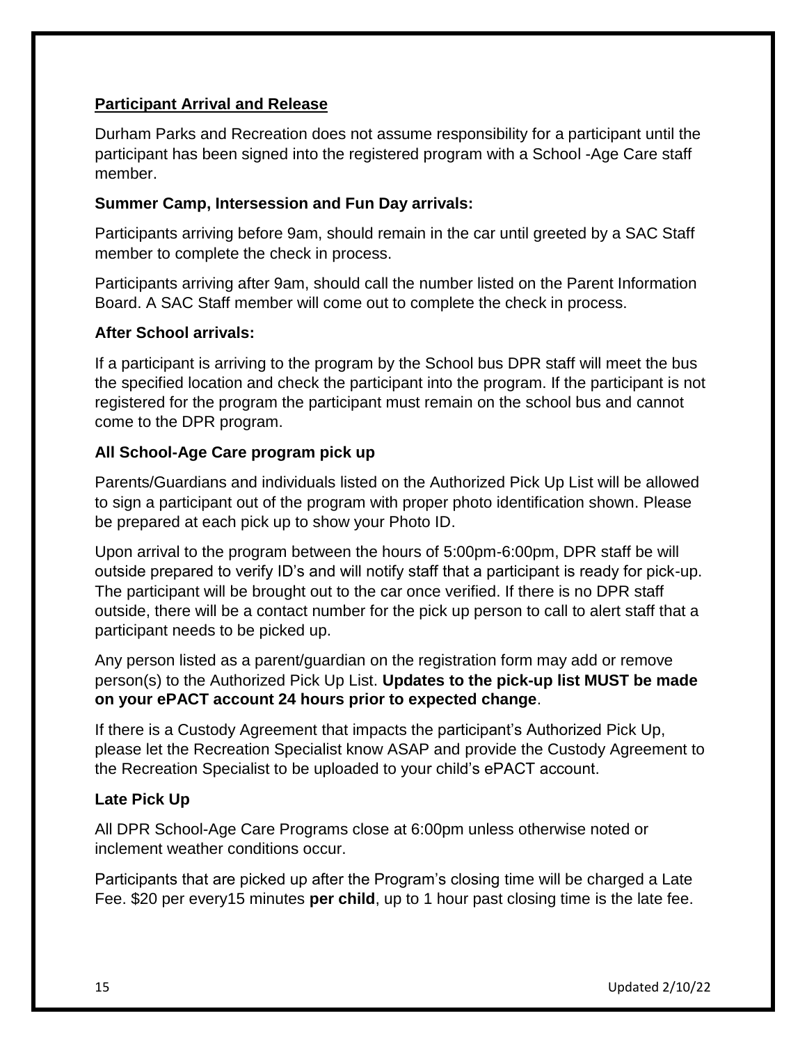## Participant Arrival and Release

Durham Parks and Recreation does not assume responsibility for a participant until the participant has been signed into the registered program with a School -Age Care staff member.

### Summer Camp, Intersession and Fun Day arrivals:

Participants arriving before 9am, should remain in the car until greeted by a SAC Staff member to complete the check in process.

Participants arriving after 9am, should call the number listed on the Parent Information Board. A SAC Staff member will come out to complete the check in process.

### After School arrivals:

If a participant is arriving to the program by the School bus DPR staff will meet the bus the specified location and check the participant into the program. If the participant is not registered for the program the participant must remain on the school bus and cannot come to the DPR program.

### All School-Age Care program pick up

Parents/Guardians and individuals listed on the Authorized Pick Up List will be allowed to sign a participant out of the program with proper photo identification shown. Please be prepared at each pick up to show your Photo ID.

Upon arrival to the program between the hours of 5:00pm-6:00pm, DPR staff be will outside prepared to verify ID's and will notify staff that a participant is ready for pick-up. The participant will be brought out to the car once verified. If there is no DPR staff outside, there will be a contact number for the pick up person to call to alert staff that a participant needs to be picked up.

Any person listed as a parent/guardian on the registration form may add or remove person(s) to the Authorized Pick Up List. **Updates to the pick-up list MUST be made on your ePACT account 24 hours prior to expected change**.

If there is a Custody Agreement that impacts the participant's Authorized Pick Up, please let the Recreation Specialist know ASAP and provide the Custody Agreement to the Recreation Specialist to be uploaded to your child's ePACT account.

### Late Pick Up

All DPR School-Age Care Programs close at 6:00pm unless otherwise noted or inclement weather conditions occur.

Participants that are picked up after the Program's closing time will be charged a Late Fee. $20 per every15 minutes **per child**, up to 1 hour past closing time is the late fee.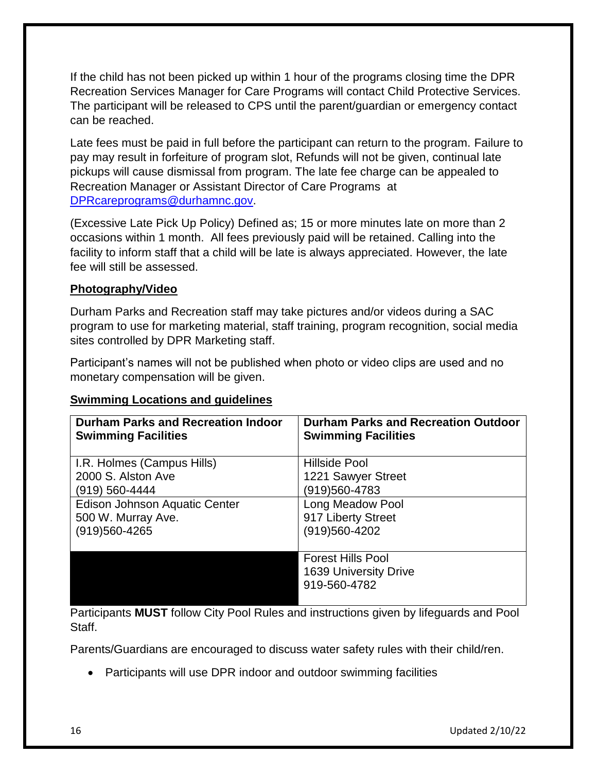If the child has not been picked up within 1 hour of the programs closing time the DPR Recreation Services Manager for Care Programs will contact Child Protective Services. The participant will be released to CPS until the parent/guardian or emergency contact can be reached.

Late fees must be paid in full before the participant can return to the program. Failure to pay may result in forfeiture of program slot, Refunds will not be given, continual late pickups will cause dismissal from program. The late fee charge can be appealed to Recreation Manager or Assistant Director of Care Programs at DPRcareprograms@durhamnc.gov.

(Excessive Late Pick Up Policy) Defined as; 15 or more minutes late on more than 2 occasions within 1 month. All fees previously paid will be retained. Calling into the facility to inform staff that a child will be late is always appreciated. However, the late fee will still be assessed.

**Photography/Video**

Durham Parks and Recreation staff may take pictures and/or videos during a SAC program to use for marketing material, staff training, program recognition, social media sites controlled by DPR Marketing staff.

Participant's names will not be published when photo or video clips are used and no monetary compensation will be given.

**Swimming Locations and guidelines**

| Durham Parks and Recreation Indoor Swimming Facilities | Durham Parks and Recreation Outdoor Swimming Facilities |
|---|---|
| I.R. Holmes (Campus Hills)<br>2000 S. Alston Ave<br>(919) 560-4444 | Hillside Pool<br>1221 Sawyer Street<br>(919)560-4783 |
| Edison Johnson Aquatic Center<br>500 W. Murray Ave.<br>(919)560-4265 | Long Meadow Pool<br>917 Liberty Street<br>(919)560-4202 |
| | Forest Hills Pool<br>1639 University Drive<br>919-560-4782 |

Participants **MUST** follow City Pool Rules and instructions given by lifeguards and Pool Staff.

Parents/Guardians are encouraged to discuss water safety rules with their child/ren.

- Participants will use DPR indoor and outdoor swimming facilities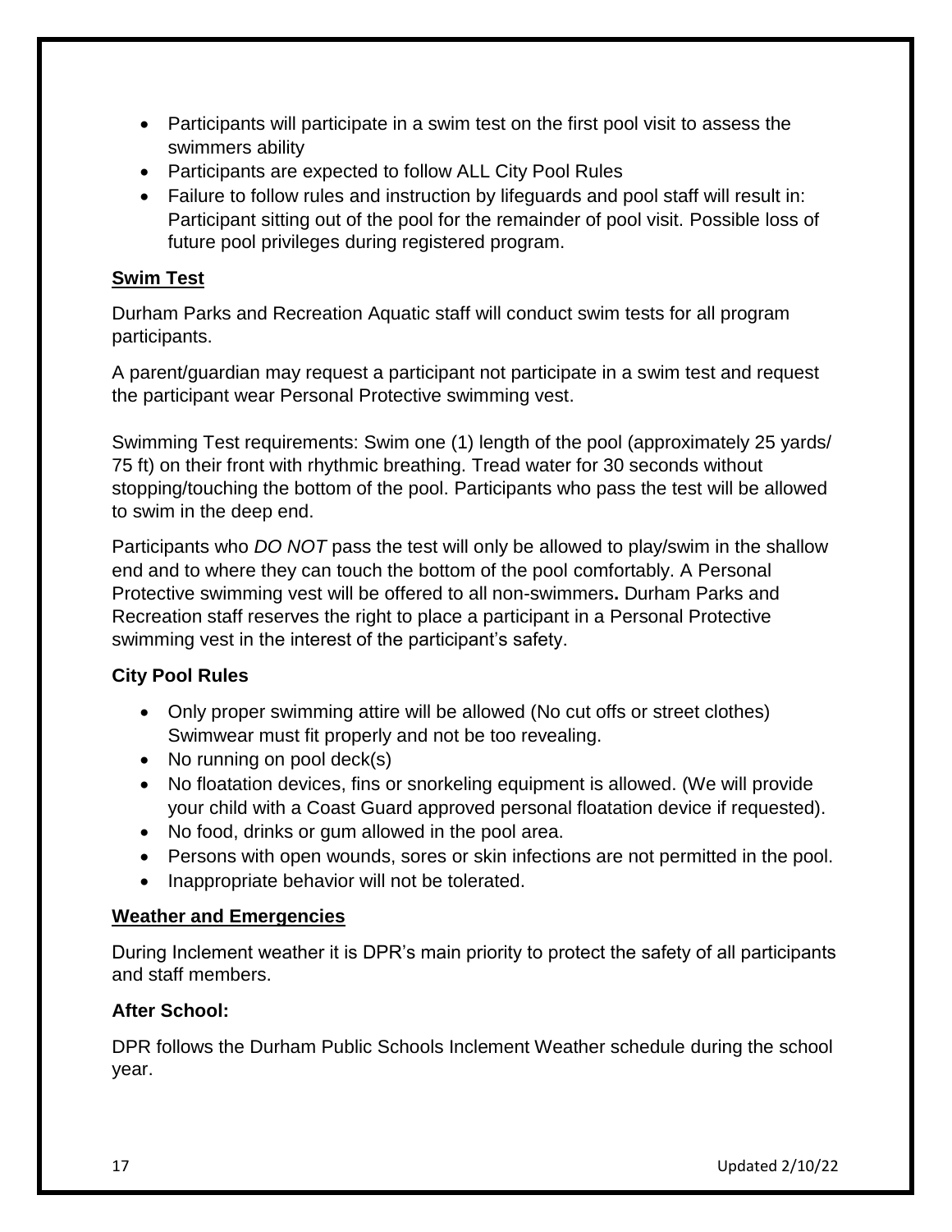- Participants will participate in a swim test on the first pool visit to assess the swimmers ability
- Participants are expected to follow ALL City Pool Rules
- Failure to follow rules and instruction by lifeguards and pool staff will result in: Participant sitting out of the pool for the remainder of pool visit. Possible loss of future pool privileges during registered program.

## Swim Test

Durham Parks and Recreation Aquatic staff will conduct swim tests for all program participants.

A parent/guardian may request a participant not participate in a swim test and request the participant wear Personal Protective swimming vest.

Swimming Test requirements: Swim one (1) length of the pool (approximately 25 yards/ 75 ft) on their front with rhythmic breathing. Tread water for 30 seconds without stopping/touching the bottom of the pool. Participants who pass the test will be allowed to swim in the deep end.

Participants who *DO NOT* pass the test will only be allowed to play/swim in the shallow end and to where they can touch the bottom of the pool comfortably. A Personal Protective swimming vest will be offered to all non-swimmers**.** Durham Parks and Recreation staff reserves the right to place a participant in a Personal Protective swimming vest in the interest of the participant's safety.

### City Pool Rules

- Only proper swimming attire will be allowed (No cut offs or street clothes) Swimwear must fit properly and not be too revealing.
- No running on pool deck(s)
- No floatation devices, fins or snorkeling equipment is allowed. (We will provide your child with a Coast Guard approved personal floatation device if requested).
- No food, drinks or gum allowed in the pool area.
- Persons with open wounds, sores or skin infections are not permitted in the pool.
- Inappropriate behavior will not be tolerated.

## Weather and Emergencies

During Inclement weather it is DPR's main priority to protect the safety of all participants and staff members.

### After School:

DPR follows the Durham Public Schools Inclement Weather schedule during the school year.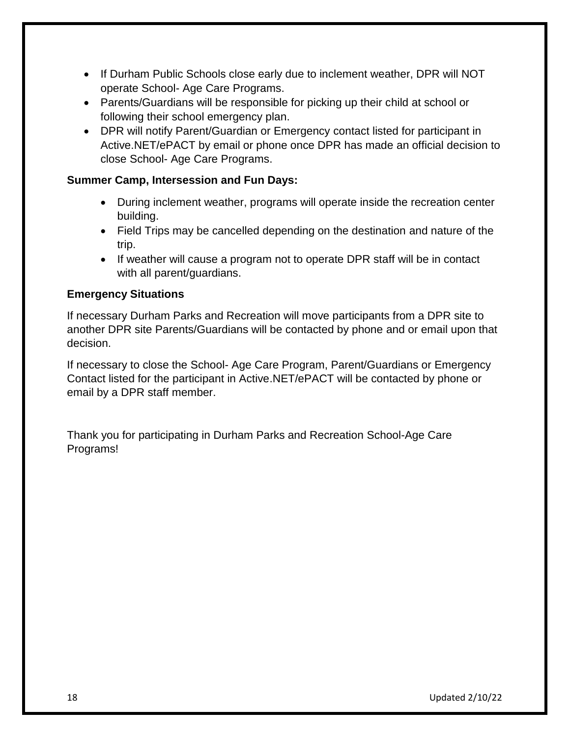- If Durham Public Schools close early due to inclement weather, DPR will NOT operate School- Age Care Programs.
- Parents/Guardians will be responsible for picking up their child at school or following their school emergency plan.
- DPR will notify Parent/Guardian or Emergency contact listed for participant in Active.NET/ePACT by email or phone once DPR has made an official decision to close School- Age Care Programs.

**Summer Camp, Intersession and Fun Days:**

- During inclement weather, programs will operate inside the recreation center building.
- Field Trips may be cancelled depending on the destination and nature of the trip.
- If weather will cause a program not to operate DPR staff will be in contact with all parent/guardians.

**Emergency Situations**

If necessary Durham Parks and Recreation will move participants from a DPR site to another DPR site Parents/Guardians will be contacted by phone and or email upon that decision.

If necessary to close the School- Age Care Program, Parent/Guardians or Emergency Contact listed for the participant in Active.NET/ePACT will be contacted by phone or email by a DPR staff member.

Thank you for participating in Durham Parks and Recreation School-Age Care Programs!